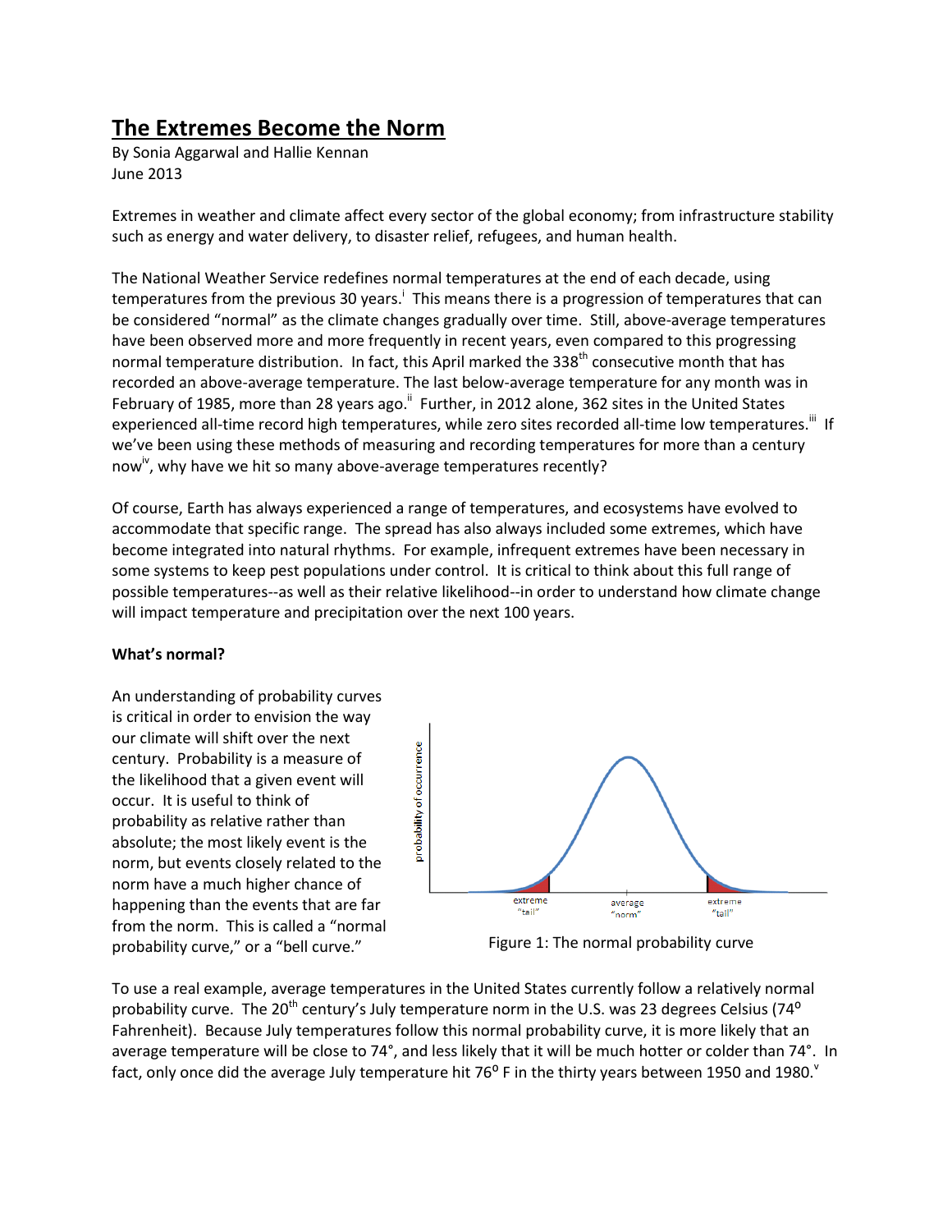# The Extremes Become the Norm

By Sonia Aggarwal and Hallie Kennan
June 2013

Extremes in weather and climate affect every sector of the global economy; from infrastructure stability such as energy and water delivery, to disaster relief, refugees, and human health.

The National Weather Service redefines normal temperatures at the end of each decade, using temperatures from the previous 30 years.[i] This means there is a progression of temperatures that can be considered "normal" as the climate changes gradually over time. Still, above-average temperatures have been observed more and more frequently in recent years, even compared to this progressing normal temperature distribution. In fact, this April marked the 338th consecutive month that has recorded an above-average temperature. The last below-average temperature for any month was in February of 1985, more than 28 years ago.[ii] Further, in 2012 alone, 362 sites in the United States experienced all-time record high temperatures, while zero sites recorded all-time low temperatures.[iii] If we've been using these methods of measuring and recording temperatures for more than a century now[iv], why have we hit so many above-average temperatures recently?

Of course, Earth has always experienced a range of temperatures, and ecosystems have evolved to accommodate that specific range. The spread has also always included some extremes, which have become integrated into natural rhythms. For example, infrequent extremes have been necessary in some systems to keep pest populations under control. It is critical to think about this full range of possible temperatures--as well as their relative likelihood--in order to understand how climate change will impact temperature and precipitation over the next 100 years.

**What's normal?**

An understanding of probability curves is critical in order to envision the way our climate will shift over the next century. Probability is a measure of the likelihood that a given event will occur. It is useful to think of probability as relative rather than absolute; the most likely event is the norm, but events closely related to the norm have a much higher chance of happening than the events that are far from the norm. This is called a "normal probability curve," or a "bell curve."

Figure 1: The normal probability curve

To use a real example, average temperatures in the United States currently follow a relatively normal probability curve. The 20th century's July temperature norm in the U.S. was 23 degrees Celsius (74° Fahrenheit). Because July temperatures follow this normal probability curve, it is more likely that an average temperature will be close to 74°, and less likely that it will be much hotter or colder than 74°. In fact, only once did the average July temperature hit 76° F in the thirty years between 1950 and 1980.[v]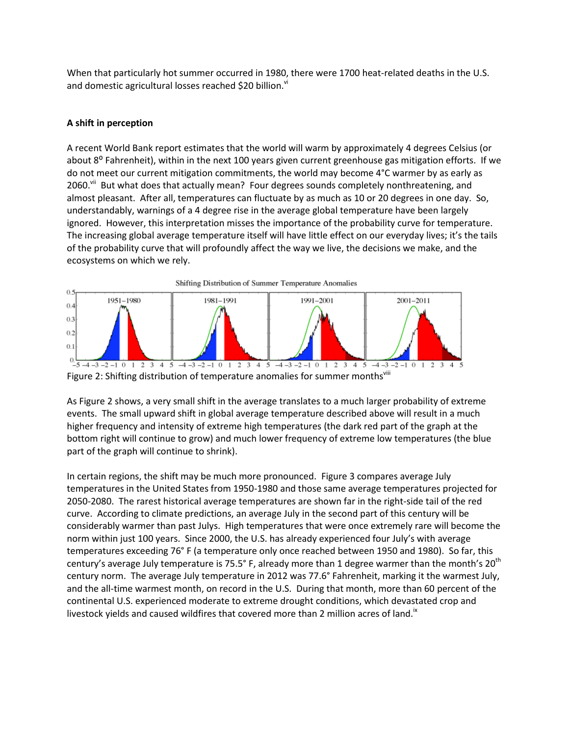When that particularly hot summer occurred in 1980, there were 1700 heat-related deaths in the U.S. and domestic agricultural losses reached $20 billion.[vi]

**A shift in perception**

A recent World Bank report estimates that the world will warm by approximately 4 degrees Celsius (or about 8⁰ Fahrenheit), within in the next 100 years given current greenhouse gas mitigation efforts. If we do not meet our current mitigation commitments, the world may become 4°C warmer by as early as 2060.[vii] But what does that actually mean? Four degrees sounds completely nonthreatening, and almost pleasant. After all, temperatures can fluctuate by as much as 10 or 20 degrees in one day. So, understandably, warnings of a 4 degree rise in the average global temperature have been largely ignored. However, this interpretation misses the importance of the probability curve for temperature. The increasing global average temperature itself will have little effect on our everyday lives; it's the tails of the probability curve that will profoundly affect the way we live, the decisions we make, and the ecosystems on which we rely.

Figure 2: Shifting distribution of temperature anomalies for summer months[viii]

As Figure 2 shows, a very small shift in the average translates to a much larger probability of extreme events. The small upward shift in global average temperature described above will result in a much higher frequency and intensity of extreme high temperatures (the dark red part of the graph at the bottom right will continue to grow) and much lower frequency of extreme low temperatures (the blue part of the graph will continue to shrink).

In certain regions, the shift may be much more pronounced. Figure 3 compares average July temperatures in the United States from 1950-1980 and those same average temperatures projected for 2050-2080. The rarest historical average temperatures are shown far in the right-side tail of the red curve. According to climate predictions, an average July in the second part of this century will be considerably warmer than past Julys. High temperatures that were once extremely rare will become the norm within just 100 years. Since 2000, the U.S. has already experienced four July's with average temperatures exceeding 76° F (a temperature only once reached between 1950 and 1980). So far, this century's average July temperature is 75.5° F, already more than 1 degree warmer than the month's 20th century norm. The average July temperature in 2012 was 77.6° Fahrenheit, marking it the warmest July, and the all-time warmest month, on record in the U.S. During that month, more than 60 percent of the continental U.S. experienced moderate to extreme drought conditions, which devastated crop and livestock yields and caused wildfires that covered more than 2 million acres of land.[ix]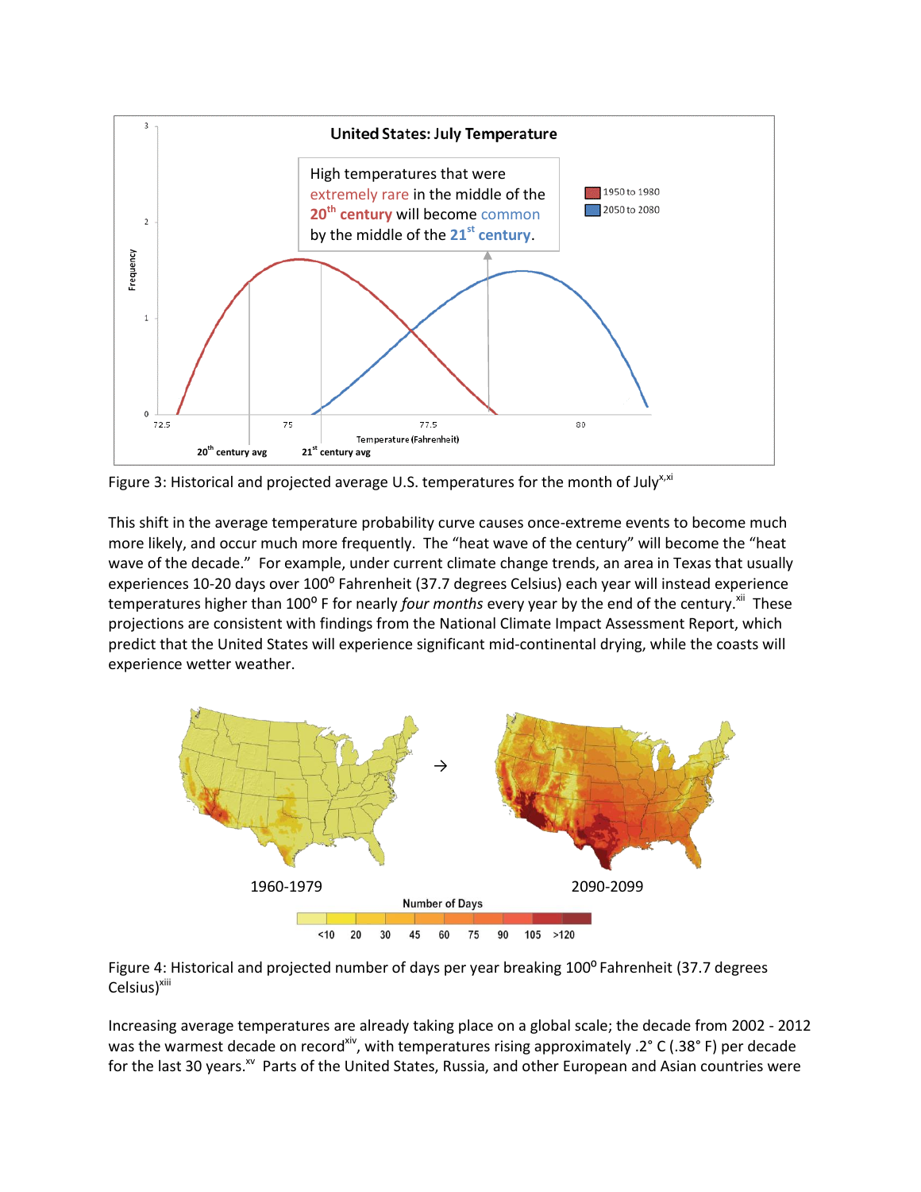Figure 3: Historical and projected average U.S. temperatures for the month of July[x,xi]

This shift in the average temperature probability curve causes once-extreme events to become much more likely, and occur much more frequently. The "heat wave of the century" will become the "heat wave of the decade." For example, under current climate change trends, an area in Texas that usually experiences 10-20 days over 100° Fahrenheit (37.7 degrees Celsius) each year will instead experience temperatures higher than 100° F for nearly *four months* every year by the end of the century.[xii] These projections are consistent with findings from the National Climate Impact Assessment Report, which predict that the United States will experience significant mid-continental drying, while the coasts will experience wetter weather.

Figure 4: Historical and projected number of days per year breaking 100° Fahrenheit (37.7 degrees Celsius)[xiii]

Increasing average temperatures are already taking place on a global scale; the decade from 2002 - 2012 was the warmest decade on record[xiv], with temperatures rising approximately .2° C (.38° F) per decade for the last 30 years.[xv] Parts of the United States, Russia, and other European and Asian countries were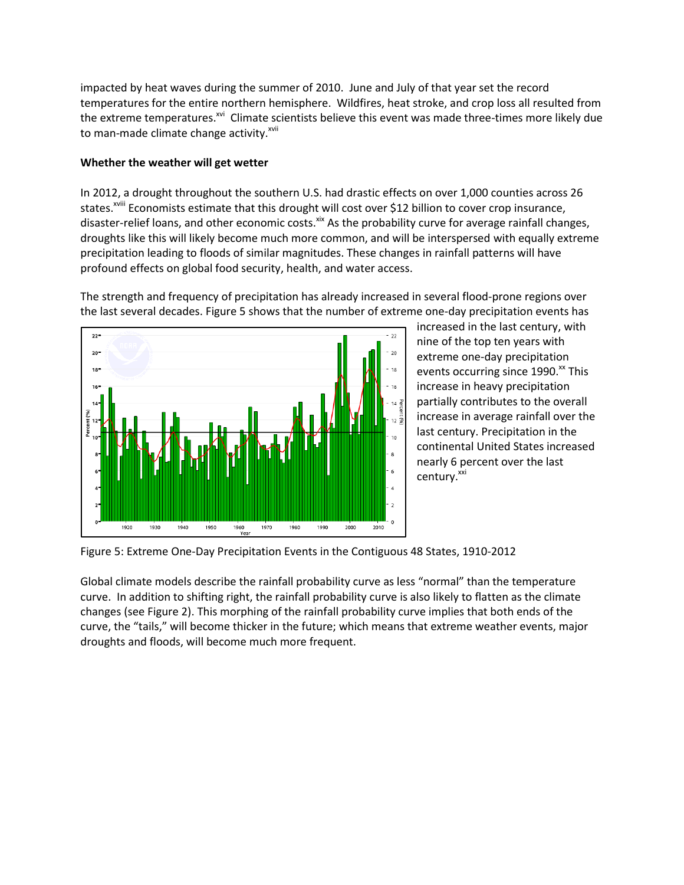impacted by heat waves during the summer of 2010. June and July of that year set the record temperatures for the entire northern hemisphere. Wildfires, heat stroke, and crop loss all resulted from the extreme temperatures.[xvi] Climate scientists believe this event was made three-times more likely due to man-made climate change activity.[xvii]

**Whether the weather will get wetter**

In 2012, a drought throughout the southern U.S. had drastic effects on over 1,000 counties across 26 states.[xviii] Economists estimate that this drought will cost over $12 billion to cover crop insurance, disaster-relief loans, and other economic costs.[xix] As the probability curve for average rainfall changes, droughts like this will likely become much more common, and will be interspersed with equally extreme precipitation leading to floods of similar magnitudes. These changes in rainfall patterns will have profound effects on global food security, health, and water access.

The strength and frequency of precipitation has already increased in several flood-prone regions over the last several decades. Figure 5 shows that the number of extreme one-day precipitation events has increased in the last century, with nine of the top ten years with extreme one-day precipitation events occurring since 1990.[xx] This increase in heavy precipitation partially contributes to the overall increase in average rainfall over the last century. Precipitation in the continental United States increased nearly 6 percent over the last century.[xxi]

Figure 5: Extreme One-Day Precipitation Events in the Contiguous 48 States, 1910-2012

Global climate models describe the rainfall probability curve as less "normal" than the temperature curve. In addition to shifting right, the rainfall probability curve is also likely to flatten as the climate changes (see Figure 2). This morphing of the rainfall probability curve implies that both ends of the curve, the "tails," will become thicker in the future; which means that extreme weather events, major droughts and floods, will become much more frequent.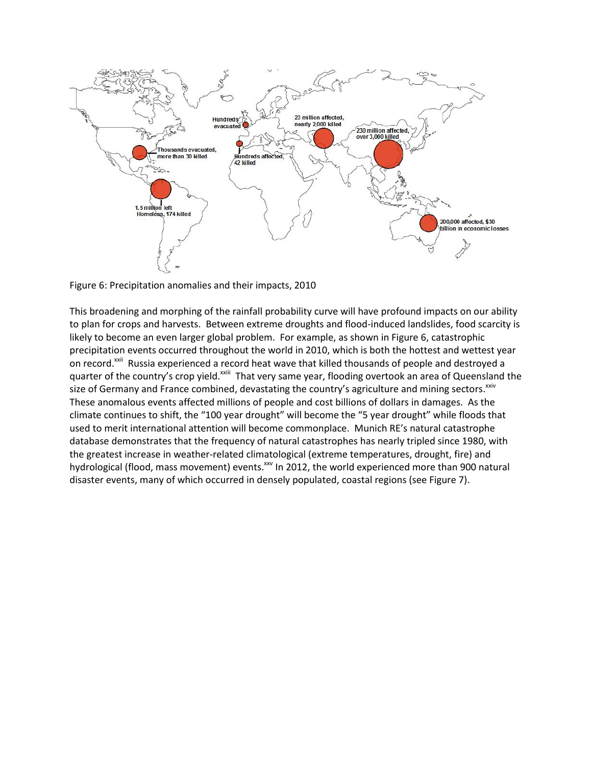Figure 6: Precipitation anomalies and their impacts, 2010

This broadening and morphing of the rainfall probability curve will have profound impacts on our ability to plan for crops and harvests. Between extreme droughts and flood-induced landslides, food scarcity is likely to become an even larger global problem. For example, as shown in Figure 6, catastrophic precipitation events occurred throughout the world in 2010, which is both the hottest and wettest year on record.[xxii] Russia experienced a record heat wave that killed thousands of people and destroyed a quarter of the country's crop yield.[xxiii] That very same year, flooding overtook an area of Queensland the size of Germany and France combined, devastating the country's agriculture and mining sectors.[xxiv] These anomalous events affected millions of people and cost billions of dollars in damages. As the climate continues to shift, the "100 year drought" will become the "5 year drought" while floods that used to merit international attention will become commonplace. Munich RE's natural catastrophe database demonstrates that the frequency of natural catastrophes has nearly tripled since 1980, with the greatest increase in weather-related climatological (extreme temperatures, drought, fire) and hydrological (flood, mass movement) events.[xxv] In 2012, the world experienced more than 900 natural disaster events, many of which occurred in densely populated, coastal regions (see Figure 7).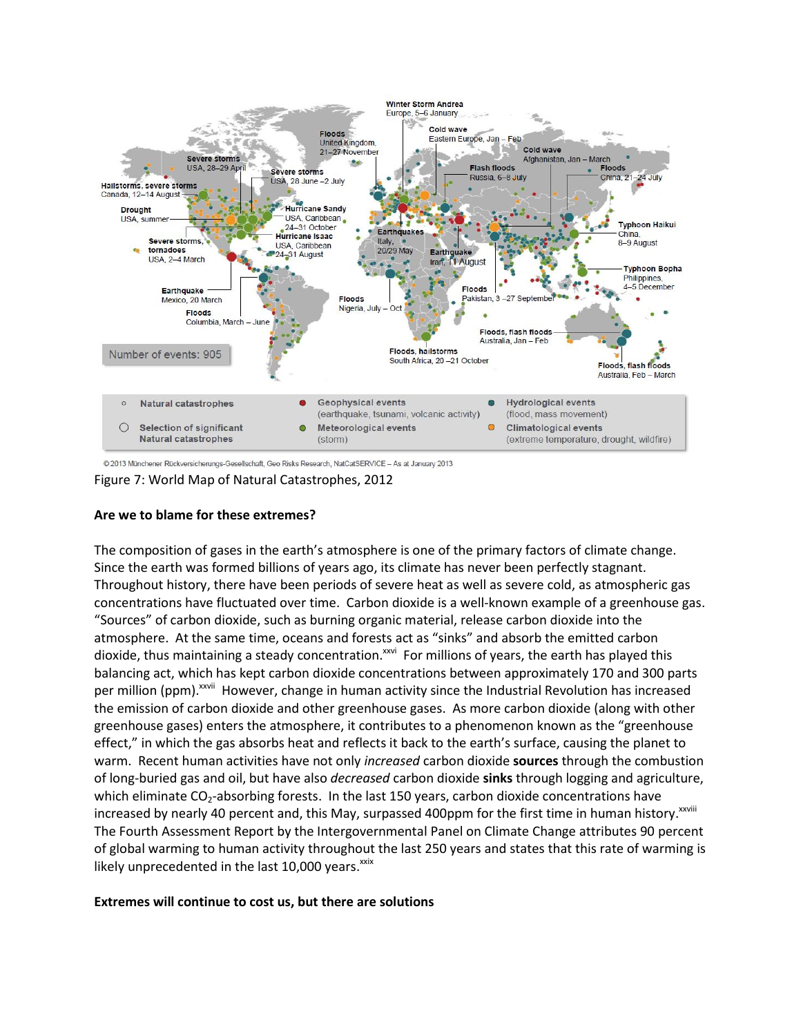©2013 Münchener Rückversicherungs-Gesellschaft, Geo Risks Research, NatCatSERVICE – As at January 2013

Figure 7: World Map of Natural Catastrophes, 2012

**Are we to blame for these extremes?**

The composition of gases in the earth's atmosphere is one of the primary factors of climate change. Since the earth was formed billions of years ago, its climate has never been perfectly stagnant. Throughout history, there have been periods of severe heat as well as severe cold, as atmospheric gas concentrations have fluctuated over time. Carbon dioxide is a well-known example of a greenhouse gas. "Sources" of carbon dioxide, such as burning organic material, release carbon dioxide into the atmosphere. At the same time, oceans and forests act as "sinks" and absorb the emitted carbon dioxide, thus maintaining a steady concentration.[xxvi] For millions of years, the earth has played this balancing act, which has kept carbon dioxide concentrations between approximately 170 and 300 parts per million (ppm).[xxvii] However, change in human activity since the Industrial Revolution has increased the emission of carbon dioxide and other greenhouse gases. As more carbon dioxide (along with other greenhouse gases) enters the atmosphere, it contributes to a phenomenon known as the "greenhouse effect," in which the gas absorbs heat and reflects it back to the earth's surface, causing the planet to warm. Recent human activities have not only *increased* carbon dioxide **sources** through the combustion of long-buried gas and oil, but have also *decreased* carbon dioxide **sinks** through logging and agriculture, which eliminate $CO_2$-absorbing forests. In the last 150 years, carbon dioxide concentrations have increased by nearly 40 percent and, this May, surpassed 400ppm for the first time in human history.[xxviii] The Fourth Assessment Report by the Intergovernmental Panel on Climate Change attributes 90 percent of global warming to human activity throughout the last 250 years and states that this rate of warming is likely unprecedented in the last 10,000 years.[xxix]

**Extremes will continue to cost us, but there are solutions**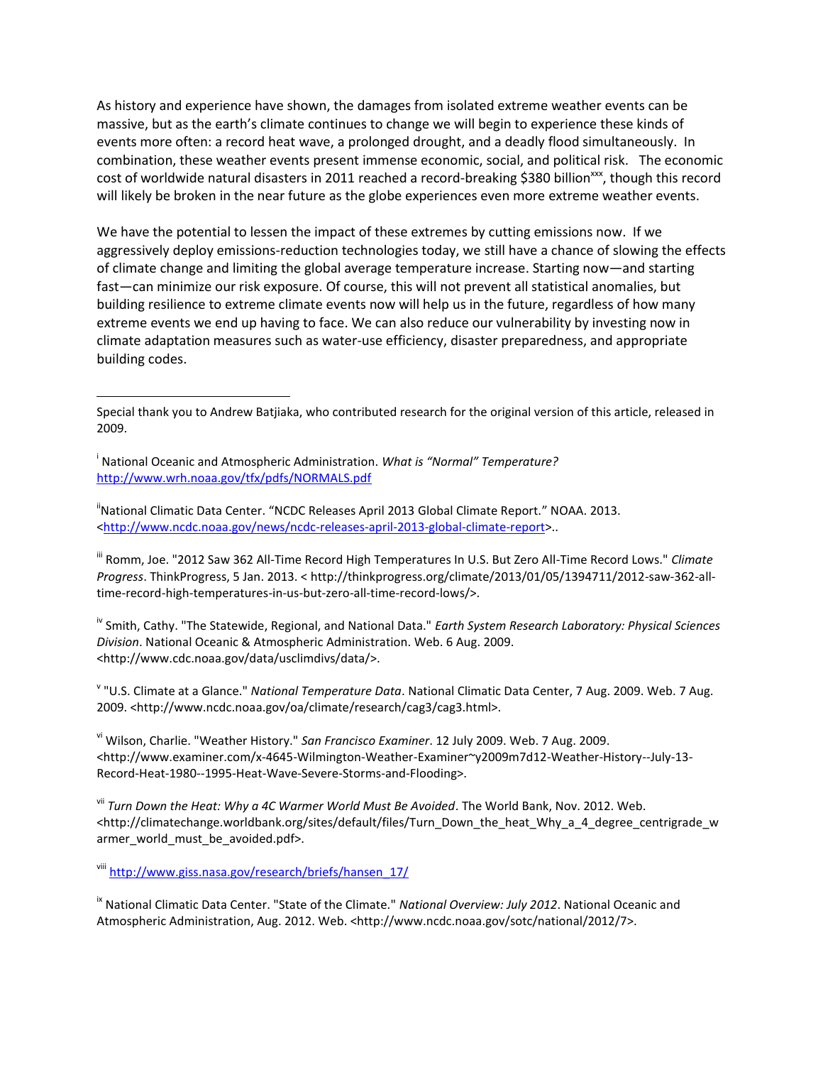As history and experience have shown, the damages from isolated extreme weather events can be massive, but as the earth's climate continues to change we will begin to experience these kinds of events more often: a record heat wave, a prolonged drought, and a deadly flood simultaneously. In combination, these weather events present immense economic, social, and political risk. The economic cost of worldwide natural disasters in 2011 reached a record-breaking $380 billion[xxx], though this record will likely be broken in the near future as the globe experiences even more extreme weather events.

We have the potential to lessen the impact of these extremes by cutting emissions now. If we aggressively deploy emissions-reduction technologies today, we still have a chance of slowing the effects of climate change and limiting the global average temperature increase. Starting now—and starting fast—can minimize our risk exposure. Of course, this will not prevent all statistical anomalies, but building resilience to extreme climate events now will help us in the future, regardless of how many extreme events we end up having to face. We can also reduce our vulnerability by investing now in climate adaptation measures such as water-use efficiency, disaster preparedness, and appropriate building codes.

---

Special thank you to Andrew Batjiaka, who contributed research for the original version of this article, released in 2009.

[i] National Oceanic and Atmospheric Administration. *What is "Normal" Temperature?* http://www.wrh.noaa.gov/tfx/pdfs/NORMALS.pdf

[ii] National Climatic Data Center. "NCDC Releases April 2013 Global Climate Report." NOAA. 2013. <http://www.ncdc.noaa.gov/news/ncdc-releases-april-2013-global-climate-report>..

[iii] Romm, Joe. "2012 Saw 362 All-Time Record High Temperatures In U.S. But Zero All-Time Record Lows." *Climate Progress*. ThinkProgress, 5 Jan. 2013. < http://thinkprogress.org/climate/2013/01/05/1394711/2012-saw-362-all-time-record-high-temperatures-in-us-but-zero-all-time-record-lows/>.

[iv] Smith, Cathy. "The Statewide, Regional, and National Data." *Earth System Research Laboratory: Physical Sciences Division*. National Oceanic & Atmospheric Administration. Web. 6 Aug. 2009. <http://www.cdc.noaa.gov/data/usclimdivs/data/>.

[v] "U.S. Climate at a Glance." *National Temperature Data*. National Climatic Data Center, 7 Aug. 2009. Web. 7 Aug. 2009. <http://www.ncdc.noaa.gov/oa/climate/research/cag3/cag3.html>.

[vi] Wilson, Charlie. "Weather History." *San Francisco Examiner*. 12 July 2009. Web. 7 Aug. 2009. <http://www.examiner.com/x-4645-Wilmington-Weather-Examiner~y2009m7d12-Weather-History--July-13-Record-Heat-1980--1995-Heat-Wave-Severe-Storms-and-Flooding>.

[vii] *Turn Down the Heat: Why a 4C Warmer World Must Be Avoided*. The World Bank, Nov. 2012. Web. <http://climatechange.worldbank.org/sites/default/files/Turn_Down_the_heat_Why_a_4_degree_centrigrade_warmer_world_must_be_avoided.pdf>.

[viii] http://www.giss.nasa.gov/research/briefs/hansen_17/

[ix] National Climatic Data Center. "State of the Climate." *National Overview: July 2012*. National Oceanic and Atmospheric Administration, Aug. 2012. Web. <http://www.ncdc.noaa.gov/sotc/national/2012/7>.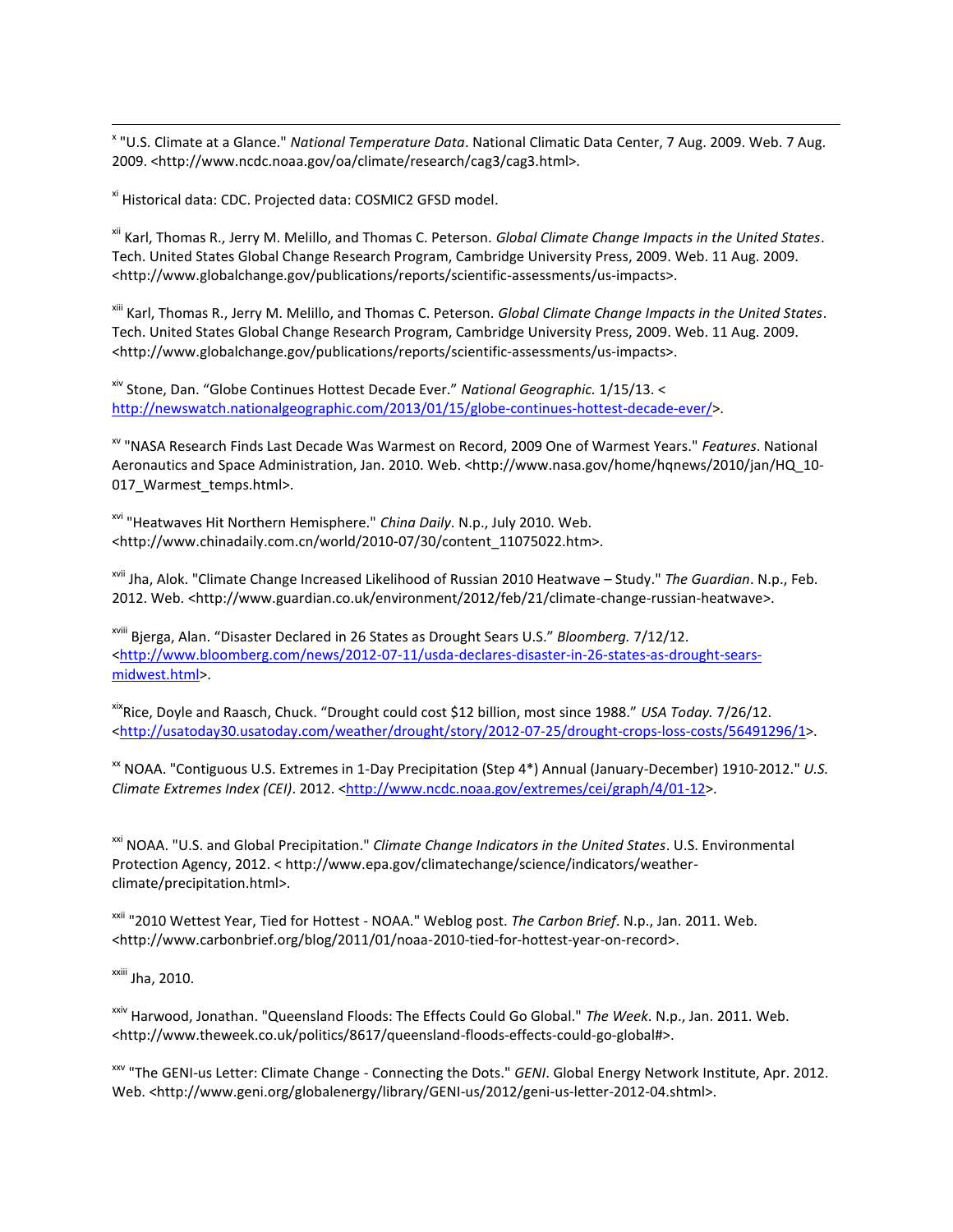[x] "U.S. Climate at a Glance." *National Temperature Data*. National Climatic Data Center, 7 Aug. 2009. Web. 7 Aug. 2009. <http://www.ncdc.noaa.gov/oa/climate/research/cag3/cag3.html>.

[xi] Historical data: CDC. Projected data: COSMIC2 GFSD model.

[xii] Karl, Thomas R., Jerry M. Melillo, and Thomas C. Peterson. *Global Climate Change Impacts in the United States*. Tech. United States Global Change Research Program, Cambridge University Press, 2009. Web. 11 Aug. 2009. <http://www.globalchange.gov/publications/reports/scientific-assessments/us-impacts>.

[xiii] Karl, Thomas R., Jerry M. Melillo, and Thomas C. Peterson. *Global Climate Change Impacts in the United States*. Tech. United States Global Change Research Program, Cambridge University Press, 2009. Web. 11 Aug. 2009. <http://www.globalchange.gov/publications/reports/scientific-assessments/us-impacts>.

[xiv] Stone, Dan. "Globe Continues Hottest Decade Ever." *National Geographic.* 1/15/13. < http://newswatch.nationalgeographic.com/2013/01/15/globe-continues-hottest-decade-ever/>.

[xv] "NASA Research Finds Last Decade Was Warmest on Record, 2009 One of Warmest Years." *Features*. National Aeronautics and Space Administration, Jan. 2010. Web. <http://www.nasa.gov/home/hqnews/2010/jan/HQ_10-017_Warmest_temps.html>.

[xvi] "Heatwaves Hit Northern Hemisphere." *China Daily*. N.p., July 2010. Web. <http://www.chinadaily.com.cn/world/2010-07/30/content_11075022.htm>.

[xvii] Jha, Alok. "Climate Change Increased Likelihood of Russian 2010 Heatwave – Study." *The Guardian*. N.p., Feb. 2012. Web. <http://www.guardian.co.uk/environment/2012/feb/21/climate-change-russian-heatwave>.

[xviii] Bjerga, Alan. "Disaster Declared in 26 States as Drought Sears U.S." *Bloomberg.* 7/12/12. <http://www.bloomberg.com/news/2012-07-11/usda-declares-disaster-in-26-states-as-drought-sears-midwest.html>.

[xix] Rice, Doyle and Raasch, Chuck. "Drought could cost $12 billion, most since 1988." *USA Today.* 7/26/12. <http://usatoday30.usatoday.com/weather/drought/story/2012-07-25/drought-crops-loss-costs/56491296/1>.

[xx] NOAA. "Contiguous U.S. Extremes in 1-Day Precipitation (Step 4*) Annual (January-December) 1910-2012." *U.S. Climate Extremes Index (CEI)*. 2012. <http://www.ncdc.noaa.gov/extremes/cei/graph/4/01-12>.

[xxi] NOAA. "U.S. and Global Precipitation." *Climate Change Indicators in the United States*. U.S. Environmental Protection Agency, 2012. < http://www.epa.gov/climatechange/science/indicators/weather-climate/precipitation.html>.

[xxii] "2010 Wettest Year, Tied for Hottest - NOAA." Weblog post. *The Carbon Brief*. N.p., Jan. 2011. Web. <http://www.carbonbrief.org/blog/2011/01/noaa-2010-tied-for-hottest-year-on-record>.

[xxiii] Jha, 2010.

[xxiv] Harwood, Jonathan. "Queensland Floods: The Effects Could Go Global." *The Week*. N.p., Jan. 2011. Web. <http://www.theweek.co.uk/politics/8617/queensland-floods-effects-could-go-global#>.

[xxv] "The GENI-us Letter: Climate Change - Connecting the Dots." *GENI*. Global Energy Network Institute, Apr. 2012. Web. <http://www.geni.org/globalenergy/library/GENI-us/2012/geni-us-letter-2012-04.shtml>.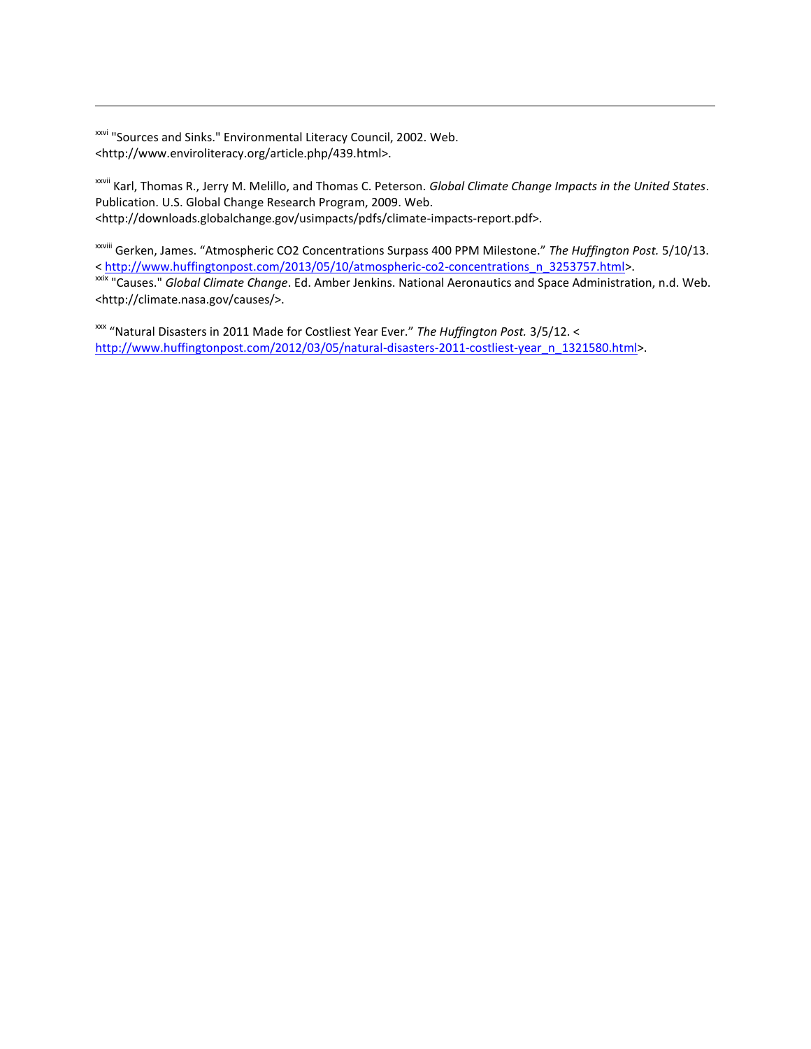---

[xxvi] "Sources and Sinks." Environmental Literacy Council, 2002. Web. <http://www.enviroliteracy.org/article.php/439.html>.

[xxvii] Karl, Thomas R., Jerry M. Melillo, and Thomas C. Peterson. *Global Climate Change Impacts in the United States*. Publication. U.S. Global Change Research Program, 2009. Web. <http://downloads.globalchange.gov/usimpacts/pdfs/climate-impacts-report.pdf>.

[xxviii] Gerken, James. "Atmospheric CO2 Concentrations Surpass 400 PPM Milestone." *The Huffington Post.* 5/10/13. < http://www.huffingtonpost.com/2013/05/10/atmospheric-co2-concentrations_n_3253757.html>.

[xxix] "Causes." *Global Climate Change*. Ed. Amber Jenkins. National Aeronautics and Space Administration, n.d. Web. <http://climate.nasa.gov/causes/>.

[xxx] "Natural Disasters in 2011 Made for Costliest Year Ever." *The Huffington Post.* 3/5/12. < http://www.huffingtonpost.com/2012/03/05/natural-disasters-2011-costliest-year_n_1321580.html>.